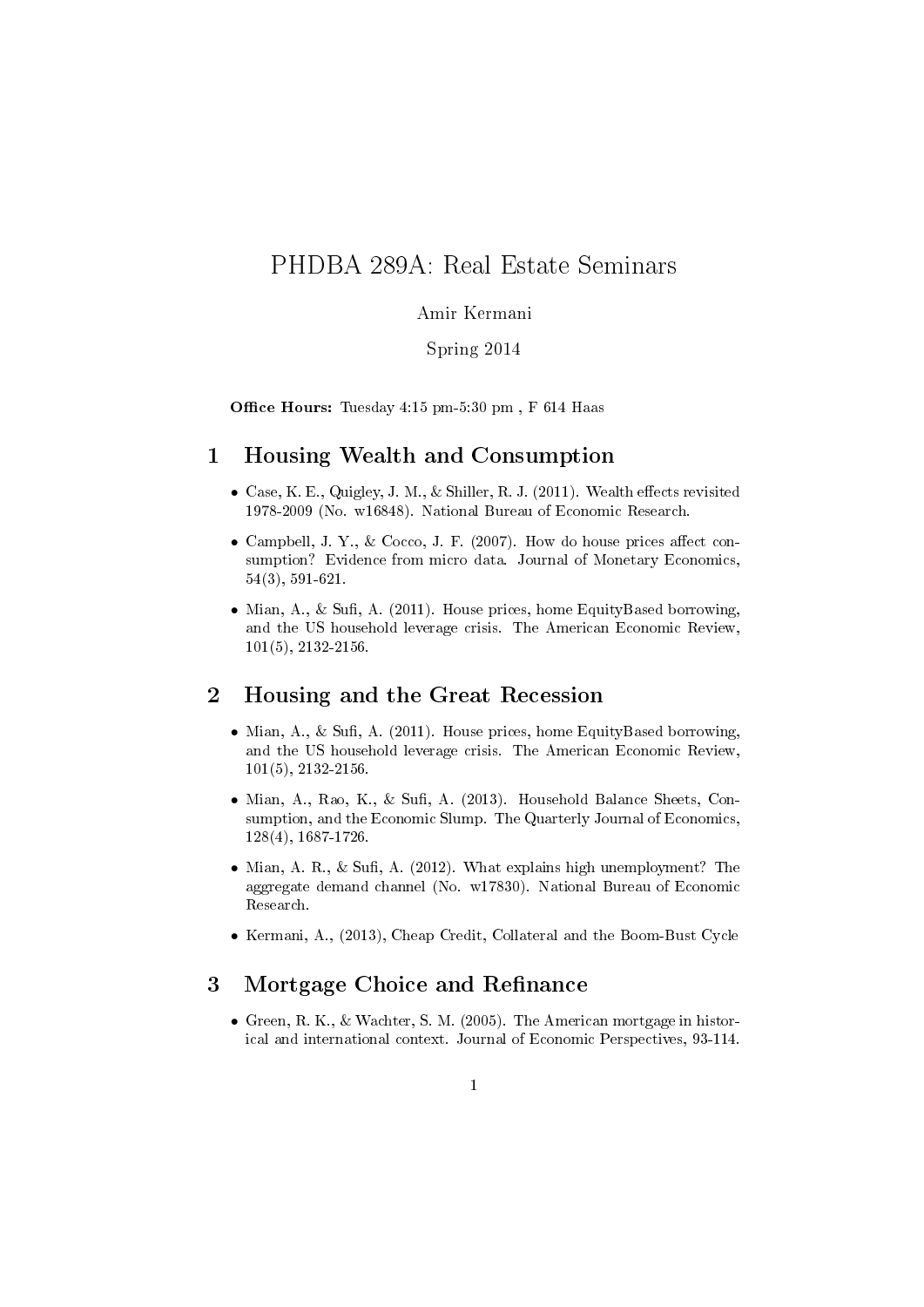# PHDBA 289A: Real Estate Seminars

Amir Kermani

Spring 2014

**Office Hours:** Tuesday 4:15 pm-5:30 pm , F 614 Haas

## 1 Housing Wealth and Consumption

- Case, K. E., Quigley, J. M., & Shiller, R. J. (2011). Wealth effects revisited 1978-2009 (No. w16848). National Bureau of Economic Research.
- Campbell, J. Y., & Cocco, J. F. (2007). How do house prices affect consumption? Evidence from micro data. Journal of Monetary Economics, 54(3), 591-621.
- Mian, A., & Sufi, A. (2011). House prices, home EquityBased borrowing, and the US household leverage crisis. The American Economic Review, 101(5), 2132-2156.

## 2 Housing and the Great Recession

- Mian, A., & Sufi, A. (2011). House prices, home EquityBased borrowing, and the US household leverage crisis. The American Economic Review, 101(5), 2132-2156.
- Mian, A., Rao, K., & Sufi, A. (2013). Household Balance Sheets, Consumption, and the Economic Slump. The Quarterly Journal of Economics, 128(4), 1687-1726.
- Mian, A. R., & Sufi, A. (2012). What explains high unemployment? The aggregate demand channel (No. w17830). National Bureau of Economic Research.
- Kermani, A., (2013), Cheap Credit, Collateral and the Boom-Bust Cycle

## 3 Mortgage Choice and Refinance

- Green, R. K., & Wachter, S. M. (2005). The American mortgage in historical and international context. Journal of Economic Perspectives, 93-114.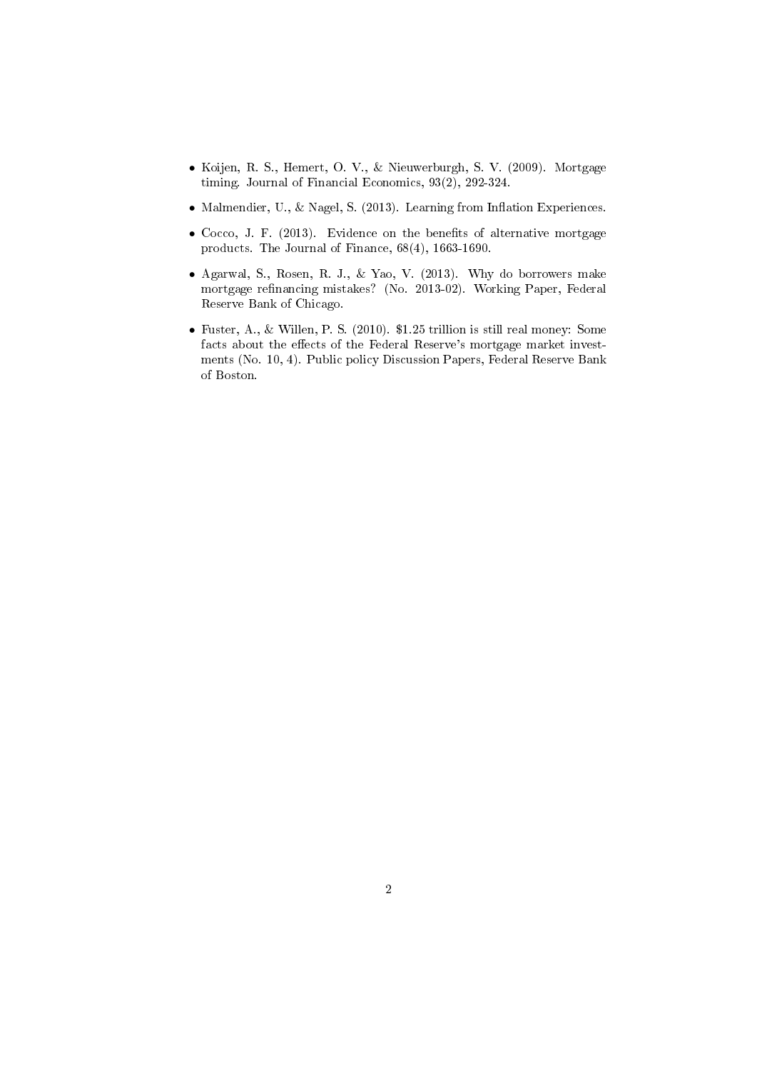- Koijen, R. S., Hemert, O. V., & Nieuwerburgh, S. V. (2009). Mortgage timing. Journal of Financial Economics, 93(2), 292-324.
- Malmendier, U., & Nagel, S. (2013). Learning from Inflation Experiences.
- Cocco, J. F. (2013). Evidence on the benefits of alternative mortgage products. The Journal of Finance, 68(4), 1663-1690.
- Agarwal, S., Rosen, R. J., & Yao, V. (2013). Why do borrowers make mortgage refinancing mistakes? (No. 2013-02). Working Paper, Federal Reserve Bank of Chicago.
- Fuster, A., & Willen, P. S. (2010). $1.25 trillion is still real money: Some facts about the effects of the Federal Reserve's mortgage market investments (No. 10, 4). Public policy Discussion Papers, Federal Reserve Bank of Boston.